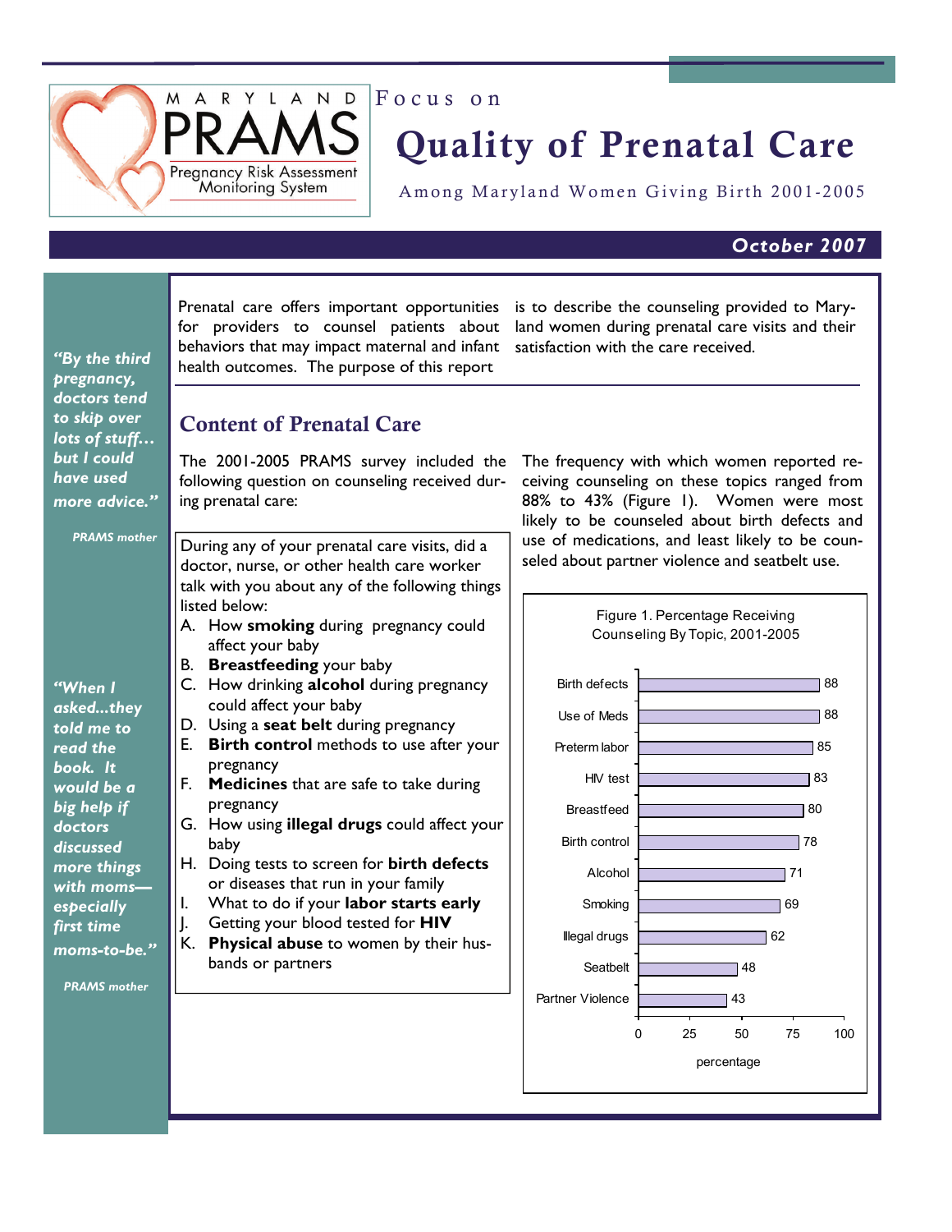MARYLAND PRAMS

Pregnancy Risk Assessment Monitoring System

Focus on

# Quality of Prenatal Care

Among Maryland Women Giving Birth 2001-2005

**October 2007**

*"By the third pregnancy, doctors tend to skip over lots of stuff… but I could have used more advice."*

*PRAMS mother*

*"When I asked...they told me to read the book. It would be a big help if doctors discussed more things with moms—especially first time moms-to-be."*

*PRAMS mother*

Prenatal care offers important opportunities for providers to counsel patients about behaviors that may impact maternal and infant health outcomes. The purpose of this report is to describe the counseling provided to Maryland women during prenatal care visits and their satisfaction with the care received.

## Content of Prenatal Care

The 2001-2005 PRAMS survey included the following question on counseling received during prenatal care:

During any of your prenatal care visits, did a doctor, nurse, or other health care worker talk with you about any of the following things listed below:

A. How **smoking** during pregnancy could affect your baby
B. **Breastfeeding** your baby
C. How drinking **alcohol** during pregnancy could affect your baby
D. Using a **seat belt** during pregnancy
E. **Birth control** methods to use after your pregnancy
F. **Medicines** that are safe to take during pregnancy
G. How using **illegal drugs** could affect your baby
H. Doing tests to screen for **birth defects** or diseases that run in your family
I. What to do if your **labor starts early**
J. Getting your blood tested for **HIV**
K. **Physical abuse** to women by their husbands or partners

The frequency with which women reported receiving counseling on these topics ranged from 88% to 43% (Figure 1). Women were most likely to be counseled about birth defects and use of medications, and least likely to be counseled about partner violence and seatbelt use.

Figure 1. Percentage Receiving Counseling By Topic, 2001-2005

| Topic | Percentage |
|---|---|
| Birth defects | 88 |
| Use of Meds | 88 |
| Preterm labor | 85 |
| HIV test | 83 |
| Breastfeed | 80 |
| Birth control | 78 |
| Alcohol | 71 |
| Smoking | 69 |
| Illegal drugs | 62 |
| Seatbelt | 48 |
| Partner Violence | 43 |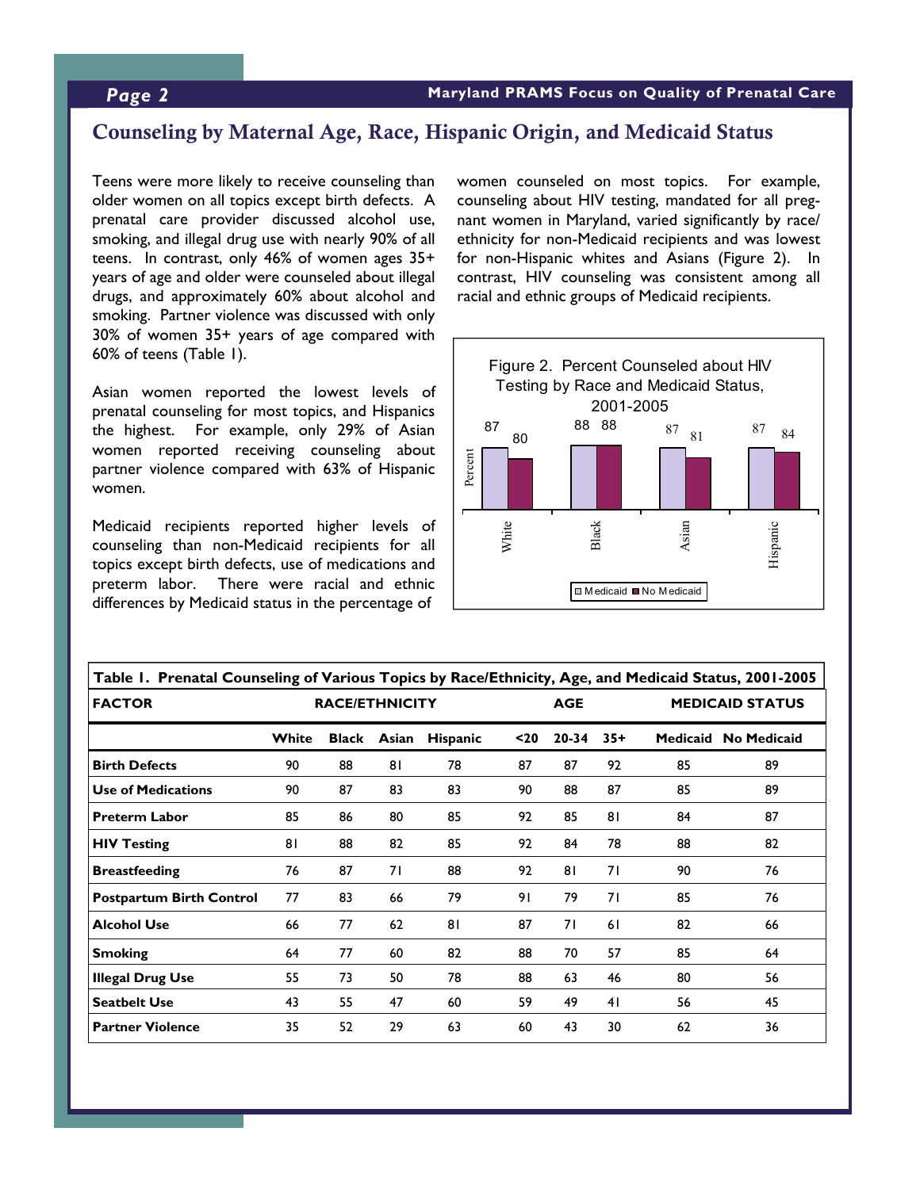## Counseling by Maternal Age, Race, Hispanic Origin, and Medicaid Status

Teens were more likely to receive counseling than older women on all topics except birth defects. A prenatal care provider discussed alcohol use, smoking, and illegal drug use with nearly 90% of all teens. In contrast, only 46% of women ages 35+ years of age and older were counseled about illegal drugs, and approximately 60% about alcohol and smoking. Partner violence was discussed with only 30% of women 35+ years of age compared with 60% of teens (Table 1).

Asian women reported the lowest levels of prenatal counseling for most topics, and Hispanics the highest. For example, only 29% of Asian women reported receiving counseling about partner violence compared with 63% of Hispanic women.

Medicaid recipients reported higher levels of counseling than non-Medicaid recipients for all topics except birth defects, use of medications and preterm labor. There were racial and ethnic differences by Medicaid status in the percentage of women counseled on most topics. For example, counseling about HIV testing, mandated for all pregnant women in Maryland, varied significantly by race/ethnicity for non-Medicaid recipients and was lowest for non-Hispanic whites and Asians (Figure 2). In contrast, HIV counseling was consistent among all racial and ethnic groups of Medicaid recipients.

**Figure 2. Percent Counseled about HIV Testing by Race and Medicaid Status, 2001-2005**

| Race | Medicaid | No Medicaid |
|---|---|---|
| White | 87 | 80 |
| Black | 88 | 88 |
| Asian | 87 | 81 |
| Hispanic | 87 | 84 |

**Table 1. Prenatal Counseling of Various Topics by Race/Ethnicity, Age, and Medicaid Status, 2001-2005**

| FACTOR | RACE/ETHNICITY | | | | AGE | | | MEDICAID STATUS | |
|---|---|---|---|---|---|---|---|---|---|
| | White | Black | Asian | Hispanic | <20 | 20-34 | 35+ | Medicaid | No Medicaid |
| **Birth Defects** | 90 | 88 | 81 | 78 | 87 | 87 | 92 | 85 | 89 |
| **Use of Medications** | 90 | 87 | 83 | 83 | 90 | 88 | 87 | 85 | 89 |
| **Preterm Labor** | 85 | 86 | 80 | 85 | 92 | 85 | 81 | 84 | 87 |
| **HIV Testing** | 81 | 88 | 82 | 85 | 92 | 84 | 78 | 88 | 82 |
| **Breastfeeding** | 76 | 87 | 71 | 88 | 92 | 81 | 71 | 90 | 76 |
| **Postpartum Birth Control** | 77 | 83 | 66 | 79 | 91 | 79 | 71 | 85 | 76 |
| **Alcohol Use** | 66 | 77 | 62 | 81 | 87 | 71 | 61 | 82 | 66 |
| **Smoking** | 64 | 77 | 60 | 82 | 88 | 70 | 57 | 85 | 64 |
| **Illegal Drug Use** | 55 | 73 | 50 | 78 | 88 | 63 | 46 | 80 | 56 |
| **Seatbelt Use** | 43 | 55 | 47 | 60 | 59 | 49 | 41 | 56 | 45 |
| **Partner Violence** | 35 | 52 | 29 | 63 | 60 | 43 | 30 | 62 | 36 |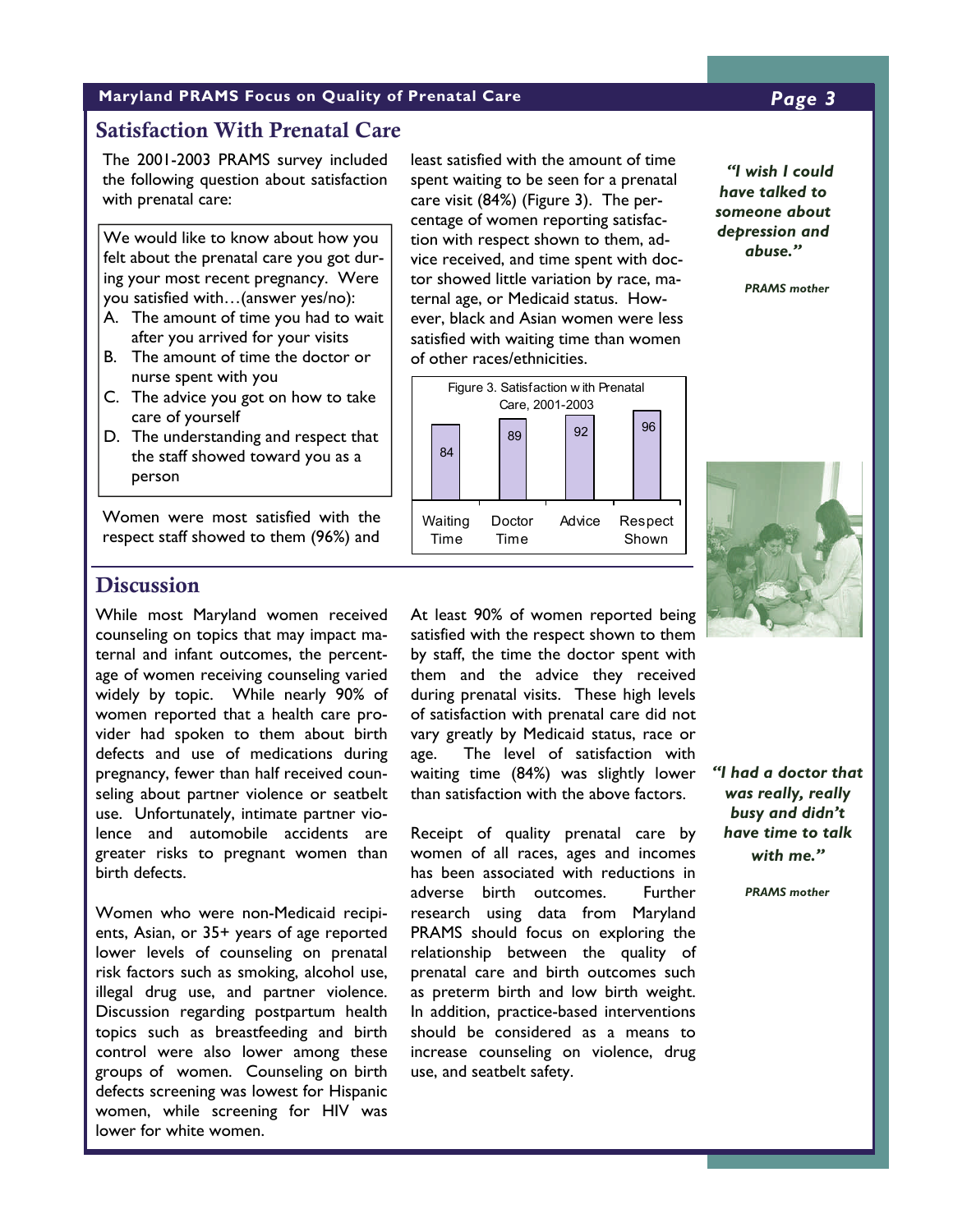## Satisfaction With Prenatal Care

The 2001-2003 PRAMS survey included the following question about satisfaction with prenatal care:

> We would like to know about how you felt about the prenatal care you got during your most recent pregnancy. Were you satisfied with…(answer yes/no):
>
> A. The amount of time you had to wait after you arrived for your visits
> B. The amount of time the doctor or nurse spent with you
> C. The advice you got on how to take care of yourself
> D. The understanding and respect that the staff showed toward you as a person

Women were most satisfied with the respect staff showed to them (96%) and least satisfied with the amount of time spent waiting to be seen for a prenatal care visit (84%) (Figure 3). The percentage of women reporting satisfaction with respect shown to them, advice received, and time spent with doctor showed little variation by race, maternal age, or Medicaid status. However, black and Asian women were less satisfied with waiting time than women of other races/ethnicities.

Figure 3. Satisfaction with Prenatal Care, 2001-2003

| Waiting Time | Doctor Time | Advice | Respect Shown |
|---|---|---|---|
| 84 | 89 | 92 | 96 |

*"I wish I could have talked to someone about depression and abuse."*

**PRAMS mother**

## Discussion

While most Maryland women received counseling on topics that may impact maternal and infant outcomes, the percentage of women receiving counseling varied widely by topic. While nearly 90% of women reported that a health care provider had spoken to them about birth defects and use of medications during pregnancy, fewer than half received counseling about partner violence or seatbelt use. Unfortunately, intimate partner violence and automobile accidents are greater risks to pregnant women than birth defects.

Women who were non-Medicaid recipients, Asian, or 35+ years of age reported lower levels of counseling on prenatal risk factors such as smoking, alcohol use, illegal drug use, and partner violence. Discussion regarding postpartum health topics such as breastfeeding and birth control were also lower among these groups of women. Counseling on birth defects screening was lowest for Hispanic women, while screening for HIV was lower for white women.

At least 90% of women reported being satisfied with the respect shown to them by staff, the time the doctor spent with them and the advice they received during prenatal visits. These high levels of satisfaction with prenatal care did not vary greatly by Medicaid status, race or age. The level of satisfaction with waiting time (84%) was slightly lower than satisfaction with the above factors.

Receipt of quality prenatal care by women of all races, ages and incomes has been associated with reductions in adverse birth outcomes. Further research using data from Maryland PRAMS should focus on exploring the relationship between the quality of prenatal care and birth outcomes such as preterm birth and low birth weight. In addition, practice-based interventions should be considered as a means to increase counseling on violence, drug use, and seatbelt safety.

*"I had a doctor that was really, really busy and didn't have time to talk with me."*

**PRAMS mother**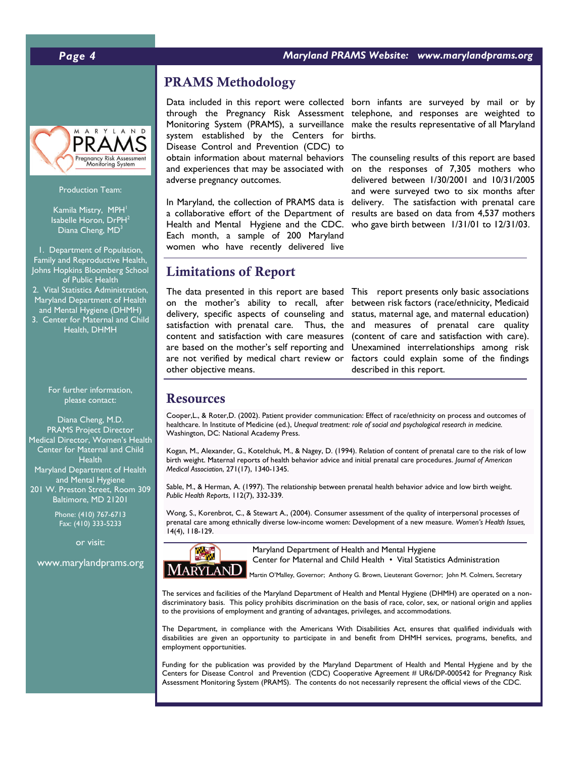## PRAMS Methodology

Data included in this report were collected through the Pregnancy Risk Assessment Monitoring System (PRAMS), a surveillance system established by the Centers for Disease Control and Prevention (CDC) to obtain information about maternal behaviors and experiences that may be associated with adverse pregnancy outcomes.

In Maryland, the collection of PRAMS data is a collaborative effort of the Department of Health and Mental Hygiene and the CDC. Each month, a sample of 200 Maryland women who have recently delivered live born infants are surveyed by mail or by telephone, and responses are weighted to make the results representative of all Maryland births.

The counseling results of this report are based on the responses of 7,305 mothers who delivered between 1/30/2001 and 10/31/2005 and were surveyed two to six months after delivery. The satisfaction with prenatal care results are based on data from 4,537 mothers who gave birth between 1/31/01 to 12/31/03.

## Limitations of Report

The data presented in this report are based on the mother's ability to recall, after delivery, specific aspects of counseling and satisfaction with prenatal care. Thus, the content and satisfaction with care measures are based on the mother's self reporting and are not verified by medical chart review or other objective means.

This report presents only basic associations between risk factors (race/ethnicity, Medicaid status, maternal age, and maternal education) and measures of prenatal care quality (content of care and satisfaction with care). Unexamined interrelationships among risk factors could explain some of the findings described in this report.

## Resources

Cooper,L., & Roter,D. (2002). Patient provider communication: Effect of race/ethnicity on process and outcomes of healthcare. In Institute of Medicine (ed.), *Unequal treatment: role of social and psychological research in medicine.* Washington, DC: National Academy Press.

Kogan, M., Alexander, G., Kotelchuk, M., & Nagey, D. (1994). Relation of content of prenatal care to the risk of low birth weight. Maternal reports of health behavior advice and initial prenatal care procedures. *Journal of American Medical Association*, 271(17), 1340-1345.

Sable, M., & Herman, A. (1997). The relationship between prenatal health behavior advice and low birth weight. *Public Health Reports*, 112(7), 332-339.

Wong, S., Korenbrot, C., & Stewart A., (2004). Consumer assessment of the quality of interpersonal processes of prenatal care among ethnically diverse low-income women: Development of a new measure. *Women's Health Issues*, 14(4), 118-129.

MARYLAND PRAMS
Pregnancy Risk Assessment Monitoring System

Production Team:

Kamila Mistry, MPH[1]
Isabelle Horon, DrPH[2]
Diana Cheng, MD[3]

1. Department of Population, Family and Reproductive Health, Johns Hopkins Bloomberg School of Public Health
2. Vital Statistics Administration, Maryland Department of Health and Mental Hygiene (DHMH)
3. Center for Maternal and Child Health, DHMH

For further information, please contact:

Diana Cheng, M.D.
PRAMS Project Director
Medical Director, Women's Health
Center for Maternal and Child Health
Maryland Department of Health and Mental Hygiene
201 W. Preston Street, Room 309
Baltimore, MD 21201

Phone: (410) 767-6713
Fax: (410) 333-5233

or visit:

www.marylandprams.org

MARYLAND

Maryland Department of Health and Mental Hygiene
Center for Maternal and Child Health • Vital Statistics Administration

Martin O'Malley, Governor; Anthony G. Brown, Lieutenant Governor; John M. Colmers, Secretary

The services and facilities of the Maryland Department of Health and Mental Hygiene (DHMH) are operated on a non-discriminatory basis. This policy prohibits discrimination on the basis of race, color, sex, or national origin and applies to the provisions of employment and granting of advantages, privileges, and accommodations.

The Department, in compliance with the Americans With Disabilities Act, ensures that qualified individuals with disabilities are given an opportunity to participate in and benefit from DHMH services, programs, benefits, and employment opportunities.

Funding for the publication was provided by the Maryland Department of Health and Mental Hygiene and by the Centers for Disease Control and Prevention (CDC) Cooperative Agreement # UR6/DP-000542 for Pregnancy Risk Assessment Monitoring System (PRAMS). The contents do not necessarily represent the official views of the CDC.